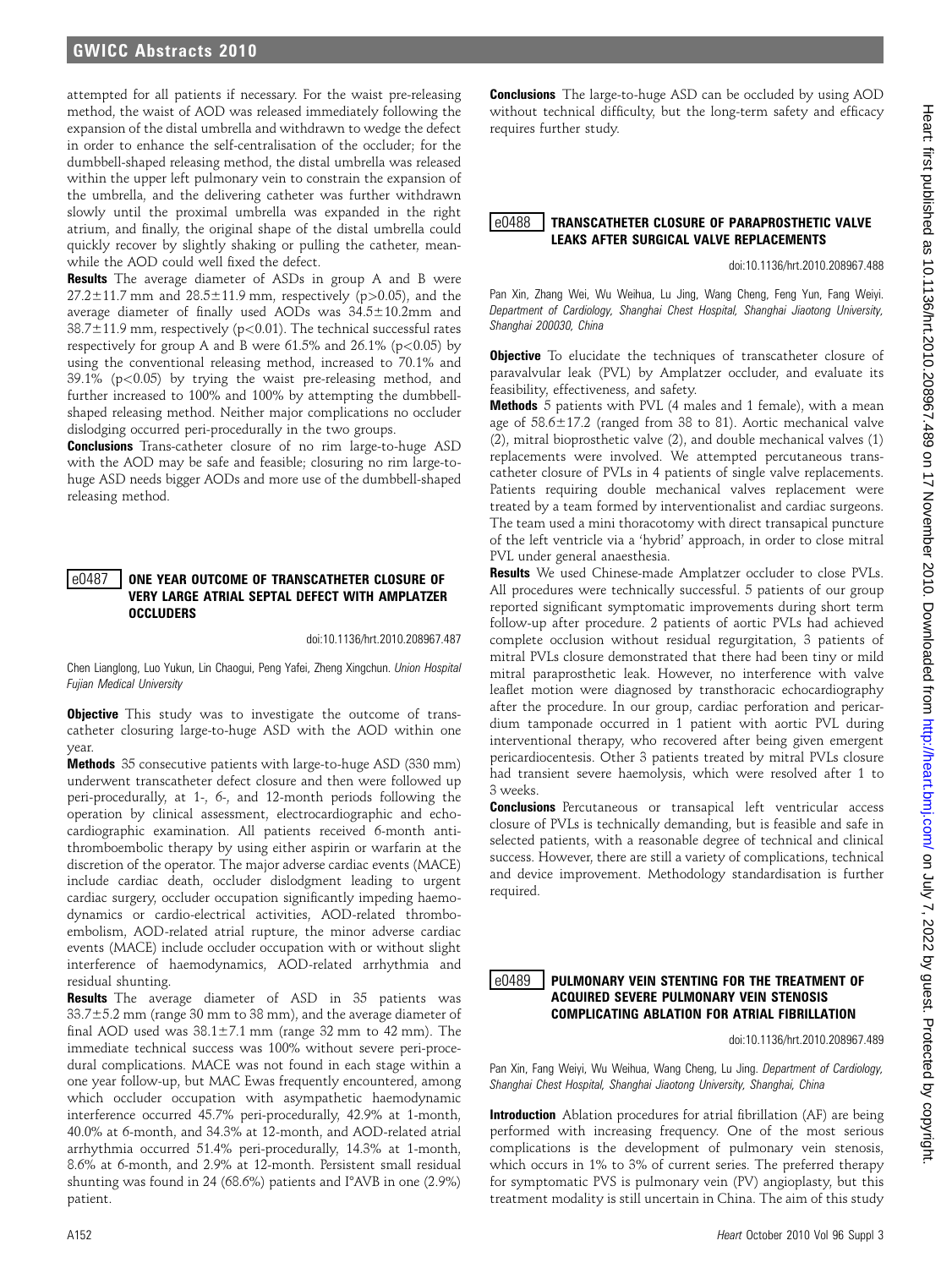attempted for all patients if necessary. For the waist pre-releasing method, the waist of AOD was released immediately following the expansion of the distal umbrella and withdrawn to wedge the defect in order to enhance the self-centralisation of the occluder; for the dumbbell-shaped releasing method, the distal umbrella was released within the upper left pulmonary vein to constrain the expansion of the umbrella, and the delivering catheter was further withdrawn slowly until the proximal umbrella was expanded in the right atrium, and finally, the original shape of the distal umbrella could quickly recover by slightly shaking or pulling the catheter, meanwhile the AOD could well fixed the defect.

**Results** The average diameter of ASDs in group A and B were 27.2±11.7 mm and 28.5±11.9 mm, respectively ($p>0.05$), and the average diameter of finally used AODs was 34.5±10.2mm and 38.7±11.9 mm, respectively ($p<0.01$). The technical successful rates respectively for group A and B were 61.5% and 26.1% ($p<0.05$) by using the conventional releasing method, increased to 70.1% and 39.1% ($p<0.05$) by trying the waist pre-releasing method, and further increased to 100% and 100% by attempting the dumbbell-shaped releasing method. Neither major complications no occluder dislodging occurred peri-procedurally in the two groups.

**Conclusions** Trans-catheter closure of no rim large-to-huge ASD with the AOD may be safe and feasible; closuring no rim large-to-huge ASD needs bigger AODs and more use of the dumbbell-shaped releasing method.

## e0487 ONE YEAR OUTCOME OF TRANSCATHETER CLOSURE OF VERY LARGE ATRIAL SEPTAL DEFECT WITH AMPLATZER OCCLUDERS

doi:10.1136/hrt.2010.208967.487

Chen Lianglong, Luo Yukun, Lin Chaogui, Peng Yafei, Zheng Xingchun. *Union Hospital Fujian Medical University*

**Objective** This study was to investigate the outcome of trans-catheter closuring large-to-huge ASD with the AOD within one year.

**Methods** 35 consecutive patients with large-to-huge ASD (330 mm) underwent transcatheter defect closure and then were followed up peri-procedurally, at 1-, 6-, and 12-month periods following the operation by clinical assessment, electrocardiographic and echocardiographic examination. All patients received 6-month anti-thromboembolic therapy by using either aspirin or warfarin at the discretion of the operator. The major adverse cardiac events (MACE) include cardiac death, occluder dislodgment leading to urgent cardiac surgery, occluder occupation significantly impeding haemodynamics or cardio-electrical activities, AOD-related thromboembolism, AOD-related atrial rupture, the minor adverse cardiac events (MACE) include occluder occupation with or without slight interference of haemodynamics, AOD-related arrhythmia and residual shunting.

**Results** The average diameter of ASD in 35 patients was 33.7±5.2 mm (range 30 mm to 38 mm), and the average diameter of final AOD used was 38.1±7.1 mm (range 32 mm to 42 mm). The immediate technical success was 100% without severe peri-procedural complications. MACE was not found in each stage within a one year follow-up, but MAC Ewas frequently encountered, among which occluder occupation with asympathetic haemodynamic interference occurred 45.7% peri-procedurally, 42.9% at 1-month, 40.0% at 6-month, and 34.3% at 12-month, and AOD-related atrial arrhythmia occurred 51.4% peri-procedurally, 14.3% at 1-month, 8.6% at 6-month, and 2.9% at 12-month. Persistent small residual shunting was found in 24 (68.6%) patients and I°AVB in one (2.9%) patient.

**Conclusions** The large-to-huge ASD can be occluded by using AOD without technical difficulty, but the long-term safety and efficacy requires further study.

## e0488 TRANSCATHETER CLOSURE OF PARAPROSTHETIC VALVE LEAKS AFTER SURGICAL VALVE REPLACEMENTS

doi:10.1136/hrt.2010.208967.488

Pan Xin, Zhang Wei, Wu Weihua, Lu Jing, Wang Cheng, Feng Yun, Fang Weiyi. *Department of Cardiology, Shanghai Chest Hospital, Shanghai Jiaotong University, Shanghai 200030, China*

**Objective** To elucidate the techniques of transcatheter closure of paravalvular leak (PVL) by Amplatzer occluder, and evaluate its feasibility, effectiveness, and safety.

**Methods** 5 patients with PVL (4 males and 1 female), with a mean age of 58.6±17.2 (ranged from 38 to 81). Aortic mechanical valve (2), mitral bioprosthetic valve (2), and double mechanical valves (1) replacements were involved. We attempted percutaneous transcatheter closure of PVLs in 4 patients of single valve replacements. Patients requiring double mechanical valves replacement were treated by a team formed by interventionalist and cardiac surgeons. The team used a mini thoracotomy with direct transapical puncture of the left ventricle via a 'hybrid' approach, in order to close mitral PVL under general anaesthesia.

**Results** We used Chinese-made Amplatzer occluder to close PVLs. All procedures were technically successful. 5 patients of our group reported significant symptomatic improvements during short term follow-up after procedure. 2 patients of aortic PVLs had achieved complete occlusion without residual regurgitation, 3 patients of mitral PVLs closure demonstrated that there had been tiny or mild mitral paraprosthetic leak. However, no interference with valve leaflet motion were diagnosed by transthoracic echocardiography after the procedure. In our group, cardiac perforation and pericardium tamponade occurred in 1 patient with aortic PVL during interventional therapy, who recovered after being given emergent pericardiocentesis. Other 3 patients treated by mitral PVLs closure had transient severe haemolysis, which were resolved after 1 to 3 weeks.

**Conclusions** Percutaneous or transapical left ventricular access closure of PVLs is technically demanding, but is feasible and safe in selected patients, with a reasonable degree of technical and clinical success. However, there are still a variety of complications, technical and device improvement. Methodology standardisation is further required.

## e0489 PULMONARY VEIN STENTING FOR THE TREATMENT OF ACQUIRED SEVERE PULMONARY VEIN STENOSIS COMPLICATING ABLATION FOR ATRIAL FIBRILLATION

doi:10.1136/hrt.2010.208967.489

Pan Xin, Fang Weiyi, Wu Weihua, Wang Cheng, Lu Jing. *Department of Cardiology, Shanghai Chest Hospital, Shanghai Jiaotong University, Shanghai, China*

**Introduction** Ablation procedures for atrial fibrillation (AF) are being performed with increasing frequency. One of the most serious complications is the development of pulmonary vein stenosis, which occurs in 1% to 3% of current series. The preferred therapy for symptomatic PVS is pulmonary vein (PV) angioplasty, but this treatment modality is still uncertain in China. The aim of this study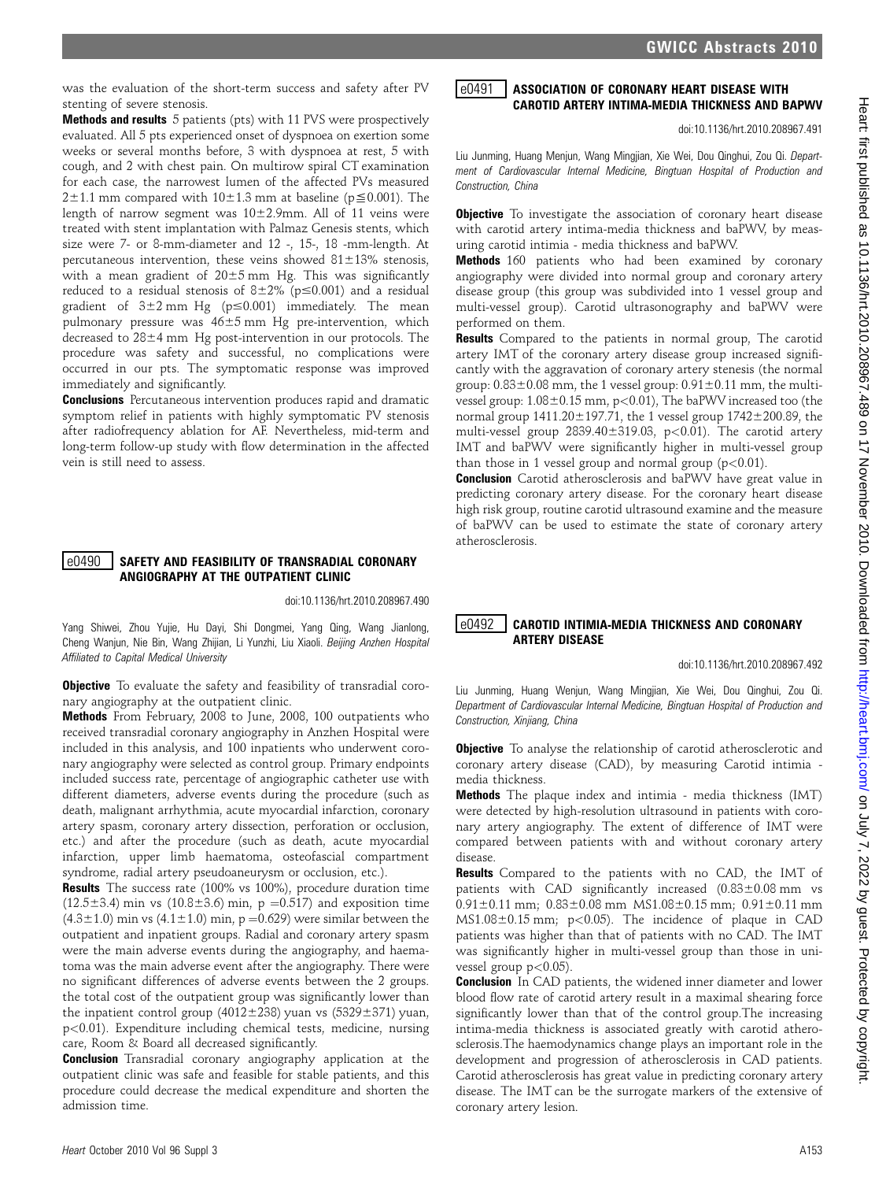was the evaluation of the short-term success and safety after PV stenting of severe stenosis.

**Methods and results** 5 patients (pts) with 11 PVS were prospectively evaluated. All 5 pts experienced onset of dyspnoea on exertion some weeks or several months before, 3 with dyspnoea at rest, 5 with cough, and 2 with chest pain. On multirow spiral CT examination for each case, the narrowest lumen of the affected PVs measured 2±1.1 mm compared with 10±1.3 mm at baseline ($p \leq 0.001$). The length of narrow segment was 10±2.9mm. All of 11 veins were treated with stent implantation with Palmaz Genesis stents, which size were 7- or 8-mm-diameter and 12 -, 15-, 18 -mm-length. At percutaneous intervention, these veins showed 81±13% stenosis, with a mean gradient of 20±5 mm Hg. This was significantly reduced to a residual stenosis of 8±2% ($p \leq 0.001$) and a residual gradient of 3±2 mm Hg ($p \leq 0.001$) immediately. The mean pulmonary pressure was 46±5 mm Hg pre-intervention, which decreased to 28±4 mm Hg post-intervention in our protocols. The procedure was safety and successful, no complications were occurred in our pts. The symptomatic response was improved immediately and significantly.

**Conclusions** Percutaneous intervention produces rapid and dramatic symptom relief in patients with highly symptomatic PV stenosis after radiofrequency ablation for AF. Nevertheless, mid-term and long-term follow-up study with flow determination in the affected vein is still need to assess.

## e0490 SAFETY AND FEASIBILITY OF TRANSRADIAL CORONARY ANGIOGRAPHY AT THE OUTPATIENT CLINIC

doi:10.1136/hrt.2010.208967.490

Yang Shiwei, Zhou Yujie, Hu Dayi, Shi Dongmei, Yang Qing, Wang Jianlong, Cheng Wanjun, Nie Bin, Wang Zhijian, Li Yunzhi, Liu Xiaoli. *Beijing Anzhen Hospital Affiliated to Capital Medical University*

**Objective** To evaluate the safety and feasibility of transradial coronary angiography at the outpatient clinic.

**Methods** From February, 2008 to June, 2008, 100 outpatients who received transradial coronary angiography in Anzhen Hospital were included in this analysis, and 100 inpatients who underwent coronary angiography were selected as control group. Primary endpoints included success rate, percentage of angiographic catheter use with different diameters, adverse events during the procedure (such as death, malignant arrhythmia, acute myocardial infarction, coronary artery spasm, coronary artery dissection, perforation or occlusion, etc.) and after the procedure (such as death, acute myocardial infarction, upper limb haematoma, osteofascial compartment syndrome, radial artery pseudoaneurysm or occlusion, etc.).

**Results** The success rate (100% vs 100%), procedure duration time (12.5±3.4) min vs (10.8±3.6) min, $p = 0.517$) and exposition time (4.3±1.0) min vs (4.1±1.0) min, $p = 0.629$) were similar between the outpatient and inpatient groups. Radial and coronary artery spasm were the main adverse events during the angiography, and haematoma was the main adverse event after the angiography. There were no significant differences of adverse events between the 2 groups. the total cost of the outpatient group was significantly lower than the inpatient control group (4012±238) yuan vs (5329±371) yuan, $p<0.01$). Expenditure including chemical tests, medicine, nursing care, Room & Board all decreased significantly.

**Conclusion** Transradial coronary angiography application at the outpatient clinic was safe and feasible for stable patients, and this procedure could decrease the medical expenditure and shorten the admission time.

## e0491 ASSOCIATION OF CORONARY HEART DISEASE WITH CAROTID ARTERY INTIMA-MEDIA THICKNESS AND BAPWV

doi:10.1136/hrt.2010.208967.491

Liu Junming, Huang Menjun, Wang Mingjian, Xie Wei, Dou Qinghui, Zou Qi. *Department of Cardiovascular Internal Medicine, Bingtuan Hospital of Production and Construction, China*

**Objective** To investigate the association of coronary heart disease with carotid artery intima-media thickness and baPWV, by measuring carotid intimia - media thickness and baPWV.

**Methods** 160 patients who had been examined by coronary angiography were divided into normal group and coronary artery disease group (this group was subdivided into 1 vessel group and multi-vessel group). Carotid ultrasonography and baPWV were performed on them.

**Results** Compared to the patients in normal group, The carotid artery IMT of the coronary artery disease group increased significantly with the aggravation of coronary artery stenosis (the normal group: 0.83±0.08 mm, the 1 vessel group: 0.91±0.11 mm, the multi-vessel group: 1.08±0.15 mm, $p<0.01$), The baPWV increased too (the normal group 1411.20±197.71, the 1 vessel group 1742±200.89, the multi-vessel group 2839.40±319.03, $p<0.01$). The carotid artery IMT and baPWV were significantly higher in multi-vessel group than those in 1 vessel group and normal group ($p<0.01$).

**Conclusion** Carotid atherosclerosis and baPWV have great value in predicting coronary artery disease. For the coronary heart disease high risk group, routine carotid ultrasound examine and the measure of baPWV can be used to estimate the state of coronary artery atherosclerosis.

## e0492 CAROTID INTIMIA-MEDIA THICKNESS AND CORONARY ARTERY DISEASE

doi:10.1136/hrt.2010.208967.492

Liu Junming, Huang Wenjun, Wang Mingjian, Xie Wei, Dou Qinghui, Zou Qi. *Department of Cardiovascular Internal Medicine, Bingtuan Hospital of Production and Construction, Xinjiang, China*

**Objective** To analyse the relationship of carotid atherosclerotic and coronary artery disease (CAD), by measuring Carotid intimia - media thickness.

**Methods** The plaque index and intimia - media thickness (IMT) were detected by high-resolution ultrasound in patients with coronary artery angiography. The extent of difference of IMT were compared between patients with and without coronary artery disease.

**Results** Compared to the patients with no CAD, the IMT of patients with CAD significantly increased (0.83±0.08 mm vs 0.91±0.11 mm; 0.83±0.08 mm MS1.08±0.15 mm; 0.91±0.11 mm MS1.08±0.15 mm; $p<0.05$). The incidence of plaque in CAD patients was higher than that of patients with no CAD. The IMT was significantly higher in multi-vessel group than those in uni-vessel group $p<0.05$).

**Conclusion** In CAD patients, the widened inner diameter and lower blood flow rate of carotid artery result in a maximal shearing force significantly lower than that of the control group.The increasing intima-media thickness is associated greatly with carotid atherosclerosis.The haemodynamics change plays an important role in the development and progression of atherosclerosis in CAD patients. Carotid atherosclerosis has great value in predicting coronary artery disease. The IMT can be the surrogate markers of the extensive of coronary artery lesion.